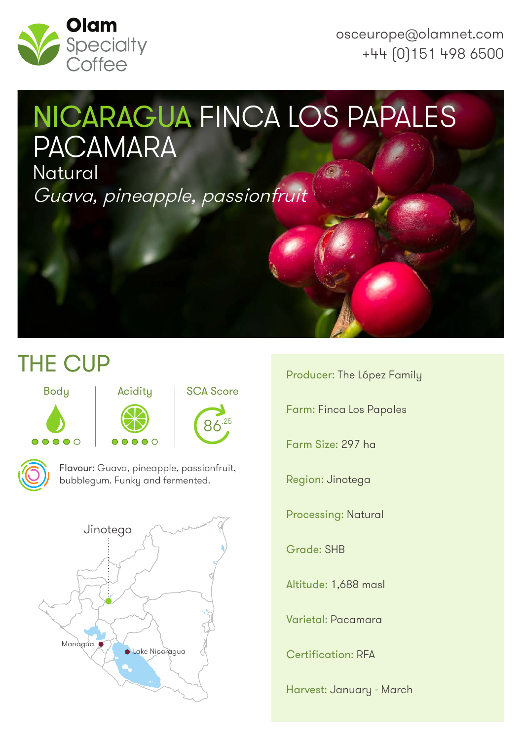**Olam** Specialty Coffee

osceurope@olamnet.com
+44 (0)151 498 6500

# NICARAGUA FINCA LOS PAPALES PACAMARA

Natural

*Guava, pineapple, passionfruit*

## THE CUP

| Body | Acidity | SCA Score |
|---|---|---|
| ●●●●○ | ●●●●○ | 86.25 |

**Flavour:** Guava, pineapple, passionfruit, bubblegum. Funky and fermented.

Jinotega

Managua

Lake Nicaragua

**Producer:** The López Family

**Farm:** Finca Los Papales

**Farm Size:** 297 ha

**Region:** Jinotega

**Processing:** Natural

**Grade:** SHB

**Altitude:** 1,688 masl

**Varietal:** Pacamara

**Certification:** RFA

**Harvest:** January - March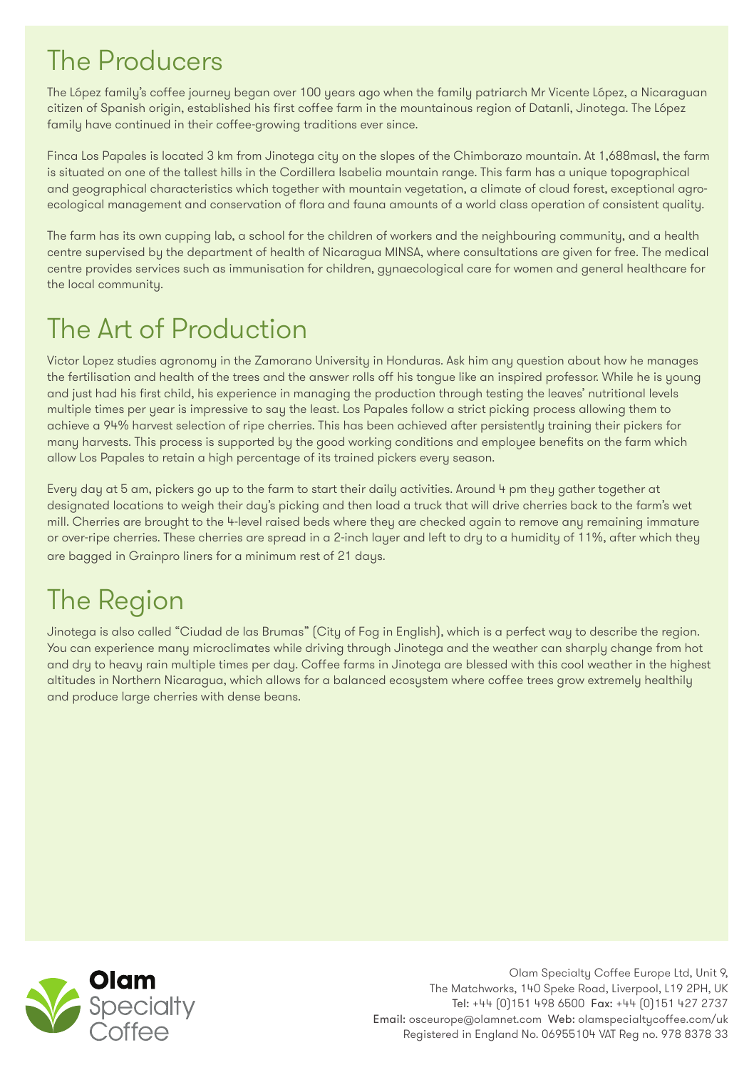## The Producers

The López family's coffee journey began over 100 years ago when the family patriarch Mr Vicente López, a Nicaraguan citizen of Spanish origin, established his first coffee farm in the mountainous region of Datanli, Jinotega. The López family have continued in their coffee-growing traditions ever since.

Finca Los Papales is located 3 km from Jinotega city on the slopes of the Chimborazo mountain. At 1,688masl, the farm is situated on one of the tallest hills in the Cordillera Isabelia mountain range. This farm has a unique topographical and geographical characteristics which together with mountain vegetation, a climate of cloud forest, exceptional agro-ecological management and conservation of flora and fauna amounts of a world class operation of consistent quality.

The farm has its own cupping lab, a school for the children of workers and the neighbouring community, and a health centre supervised by the department of health of Nicaragua MINSA, where consultations are given for free. The medical centre provides services such as immunisation for children, gynaecological care for women and general healthcare for the local community.

## The Art of Production

Victor Lopez studies agronomy in the Zamorano University in Honduras. Ask him any question about how he manages the fertilisation and health of the trees and the answer rolls off his tongue like an inspired professor. While he is young and just had his first child, his experience in managing the production through testing the leaves' nutritional levels multiple times per year is impressive to say the least. Los Papales follow a strict picking process allowing them to achieve a 94% harvest selection of ripe cherries. This has been achieved after persistently training their pickers for many harvests. This process is supported by the good working conditions and employee benefits on the farm which allow Los Papales to retain a high percentage of its trained pickers every season.

Every day at 5 am, pickers go up to the farm to start their daily activities. Around 4 pm they gather together at designated locations to weigh their day's picking and then load a truck that will drive cherries back to the farm's wet mill. Cherries are brought to the 4-level raised beds where they are checked again to remove any remaining immature or over-ripe cherries. These cherries are spread in a 2-inch layer and left to dry to a humidity of 11%, after which they are bagged in Grainpro liners for a minimum rest of 21 days.

## The Region

Jinotega is also called "Ciudad de las Brumas" (City of Fog in English), which is a perfect way to describe the region. You can experience many microclimates while driving through Jinotega and the weather can sharply change from hot and dry to heavy rain multiple times per day. Coffee farms in Jinotega are blessed with this cool weather in the highest altitudes in Northern Nicaragua, which allows for a balanced ecosystem where coffee trees grow extremely healthily and produce large cherries with dense beans.

**Olam** Specialty Coffee

Olam Specialty Coffee Europe Ltd, Unit 9,
The Matchworks, 140 Speke Road, Liverpool, L19 2PH, UK
Tel: +44 (0)151 498 6500 Fax: +44 (0)151 427 2737
Email: osceurope@olamnet.com Web: olamspecialtycoffee.com/uk
Registered in England No. 06955104 VAT Reg no. 978 8378 33